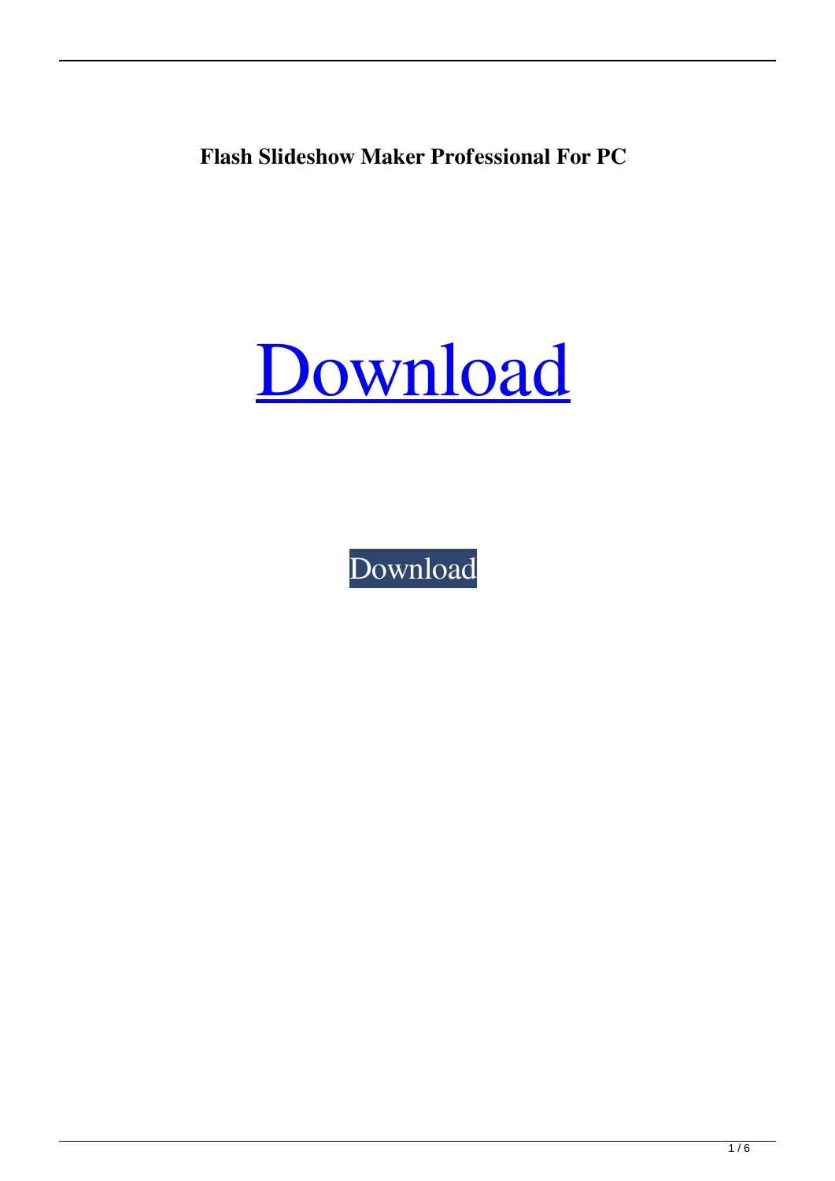**Flash Slideshow Maker Professional For PC**

# Download

Download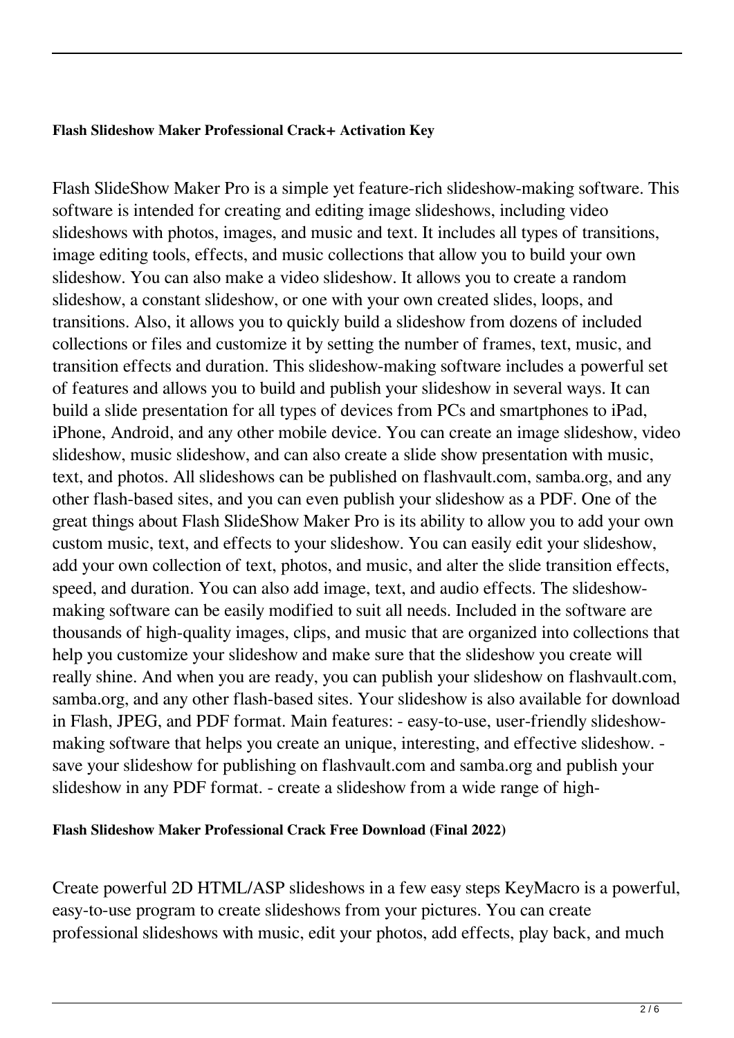**Flash Slideshow Maker Professional Crack+ Activation Key**

Flash SlideShow Maker Pro is a simple yet feature-rich slideshow-making software. This software is intended for creating and editing image slideshows, including video slideshows with photos, images, and music and text. It includes all types of transitions, image editing tools, effects, and music collections that allow you to build your own slideshow. You can also make a video slideshow. It allows you to create a random slideshow, a constant slideshow, or one with your own created slides, loops, and transitions. Also, it allows you to quickly build a slideshow from dozens of included collections or files and customize it by setting the number of frames, text, music, and transition effects and duration. This slideshow-making software includes a powerful set of features and allows you to build and publish your slideshow in several ways. It can build a slide presentation for all types of devices from PCs and smartphones to iPad, iPhone, Android, and any other mobile device. You can create an image slideshow, video slideshow, music slideshow, and can also create a slide show presentation with music, text, and photos. All slideshows can be published on flashvault.com, samba.org, and any other flash-based sites, and you can even publish your slideshow as a PDF. One of the great things about Flash SlideShow Maker Pro is its ability to allow you to add your own custom music, text, and effects to your slideshow. You can easily edit your slideshow, add your own collection of text, photos, and music, and alter the slide transition effects, speed, and duration. You can also add image, text, and audio effects. The slideshow-making software can be easily modified to suit all needs. Included in the software are thousands of high-quality images, clips, and music that are organized into collections that help you customize your slideshow and make sure that the slideshow you create will really shine. And when you are ready, you can publish your slideshow on flashvault.com, samba.org, and any other flash-based sites. Your slideshow is also available for download in Flash, JPEG, and PDF format. Main features: - easy-to-use, user-friendly slideshow-making software that helps you create an unique, interesting, and effective slideshow. - save your slideshow for publishing on flashvault.com and samba.org and publish your slideshow in any PDF format. - create a slideshow from a wide range of high-

**Flash Slideshow Maker Professional Crack Free Download (Final 2022)**

Create powerful 2D HTML/ASP slideshows in a few easy steps KeyMacro is a powerful, easy-to-use program to create slideshows from your pictures. You can create professional slideshows with music, edit your photos, add effects, play back, and much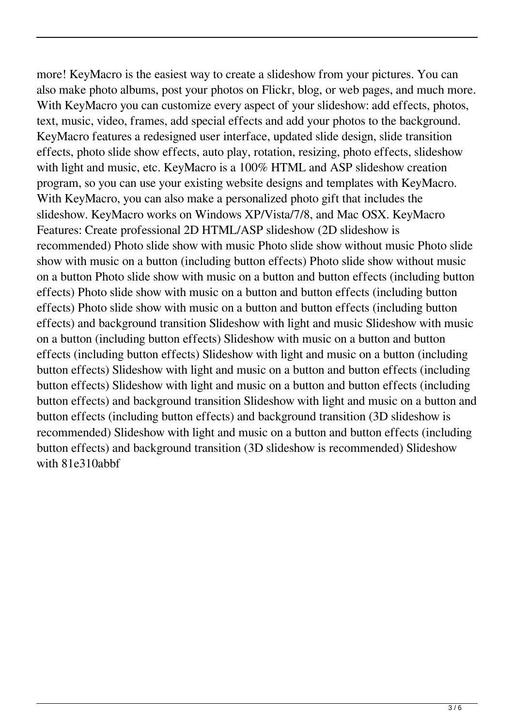more! KeyMacro is the easiest way to create a slideshow from your pictures. You can also make photo albums, post your photos on Flickr, blog, or web pages, and much more. With KeyMacro you can customize every aspect of your slideshow: add effects, photos, text, music, video, frames, add special effects and add your photos to the background. KeyMacro features a redesigned user interface, updated slide design, slide transition effects, photo slide show effects, auto play, rotation, resizing, photo effects, slideshow with light and music, etc. KeyMacro is a 100% HTML and ASP slideshow creation program, so you can use your existing website designs and templates with KeyMacro. With KeyMacro, you can also make a personalized photo gift that includes the slideshow. KeyMacro works on Windows XP/Vista/7/8, and Mac OSX. KeyMacro Features: Create professional 2D HTML/ASP slideshow (2D slideshow is recommended) Photo slide show with music Photo slide show without music Photo slide show with music on a button (including button effects) Photo slide show without music on a button Photo slide show with music on a button and button effects (including button effects) Photo slide show with music on a button and button effects (including button effects) Photo slide show with music on a button and button effects (including button effects) and background transition Slideshow with light and music Slideshow with music on a button (including button effects) Slideshow with music on a button and button effects (including button effects) Slideshow with light and music on a button (including button effects) Slideshow with light and music on a button and button effects (including button effects) Slideshow with light and music on a button and button effects (including button effects) and background transition Slideshow with light and music on a button and button effects (including button effects) and background transition (3D slideshow is recommended) Slideshow with light and music on a button and button effects (including button effects) and background transition (3D slideshow is recommended) Slideshow with 81e310abbf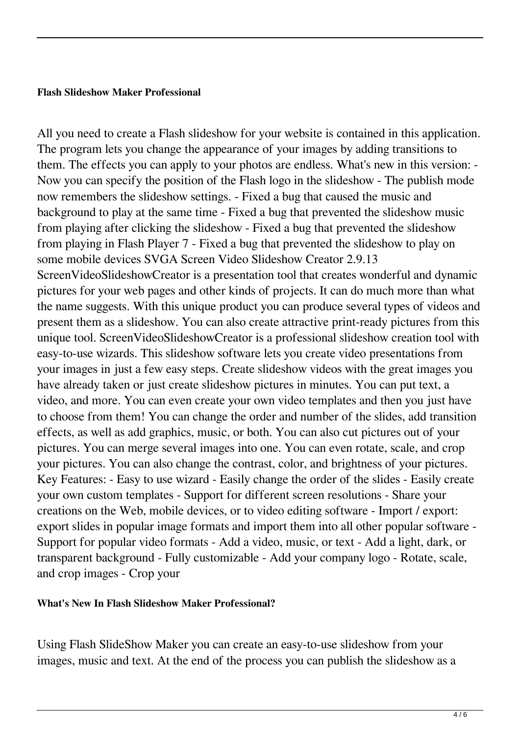### Flash Slideshow Maker Professional

All you need to create a Flash slideshow for your website is contained in this application. The program lets you change the appearance of your images by adding transitions to them. The effects you can apply to your photos are endless. What's new in this version: - Now you can specify the position of the Flash logo in the slideshow - The publish mode now remembers the slideshow settings. - Fixed a bug that caused the music and background to play at the same time - Fixed a bug that prevented the slideshow music from playing after clicking the slideshow - Fixed a bug that prevented the slideshow from playing in Flash Player 7 - Fixed a bug that prevented the slideshow to play on some mobile devices SVGA Screen Video Slideshow Creator 2.9.13 ScreenVideoSlideshowCreator is a presentation tool that creates wonderful and dynamic pictures for your web pages and other kinds of projects. It can do much more than what the name suggests. With this unique product you can produce several types of videos and present them as a slideshow. You can also create attractive print-ready pictures from this unique tool. ScreenVideoSlideshowCreator is a professional slideshow creation tool with easy-to-use wizards. This slideshow software lets you create video presentations from your images in just a few easy steps. Create slideshow videos with the great images you have already taken or just create slideshow pictures in minutes. You can put text, a video, and more. You can even create your own video templates and then you just have to choose from them! You can change the order and number of the slides, add transition effects, as well as add graphics, music, or both. You can also cut pictures out of your pictures. You can merge several images into one. You can even rotate, scale, and crop your pictures. You can also change the contrast, color, and brightness of your pictures. Key Features: - Easy to use wizard - Easily change the order of the slides - Easily create your own custom templates - Support for different screen resolutions - Share your creations on the Web, mobile devices, or to video editing software - Import / export: export slides in popular image formats and import them into all other popular software - Support for popular video formats - Add a video, music, or text - Add a light, dark, or transparent background - Fully customizable - Add your company logo - Rotate, scale, and crop images - Crop your

### What's New In Flash Slideshow Maker Professional?

Using Flash SlideShow Maker you can create an easy-to-use slideshow from your images, music and text. At the end of the process you can publish the slideshow as a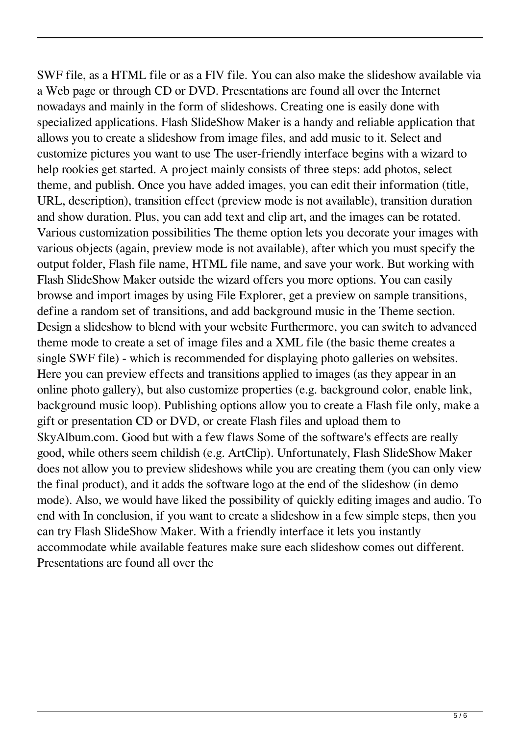SWF file, as a HTML file or as a FlV file. You can also make the slideshow available via a Web page or through CD or DVD. Presentations are found all over the Internet nowadays and mainly in the form of slideshows. Creating one is easily done with specialized applications. Flash SlideShow Maker is a handy and reliable application that allows you to create a slideshow from image files, and add music to it. Select and customize pictures you want to use The user-friendly interface begins with a wizard to help rookies get started. A project mainly consists of three steps: add photos, select theme, and publish. Once you have added images, you can edit their information (title, URL, description), transition effect (preview mode is not available), transition duration and show duration. Plus, you can add text and clip art, and the images can be rotated. Various customization possibilities The theme option lets you decorate your images with various objects (again, preview mode is not available), after which you must specify the output folder, Flash file name, HTML file name, and save your work. But working with Flash SlideShow Maker outside the wizard offers you more options. You can easily browse and import images by using File Explorer, get a preview on sample transitions, define a random set of transitions, and add background music in the Theme section. Design a slideshow to blend with your website Furthermore, you can switch to advanced theme mode to create a set of image files and a XML file (the basic theme creates a single SWF file) - which is recommended for displaying photo galleries on websites. Here you can preview effects and transitions applied to images (as they appear in an online photo gallery), but also customize properties (e.g. background color, enable link, background music loop). Publishing options allow you to create a Flash file only, make a gift or presentation CD or DVD, or create Flash files and upload them to SkyAlbum.com. Good but with a few flaws Some of the software's effects are really good, while others seem childish (e.g. ArtClip). Unfortunately, Flash SlideShow Maker does not allow you to preview slideshows while you are creating them (you can only view the final product), and it adds the software logo at the end of the slideshow (in demo mode). Also, we would have liked the possibility of quickly editing images and audio. To end with In conclusion, if you want to create a slideshow in a few simple steps, then you can try Flash SlideShow Maker. With a friendly interface it lets you instantly accommodate while available features make sure each slideshow comes out different. Presentations are found all over the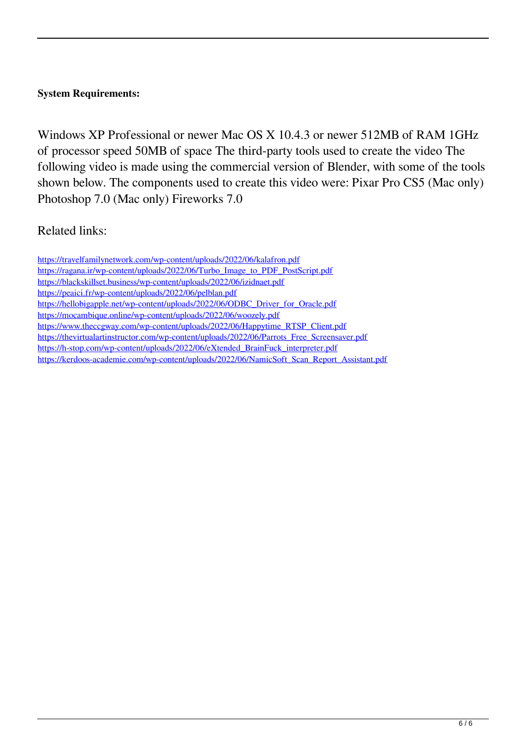**System Requirements:**

Windows XP Professional or newer Mac OS X 10.4.3 or newer 512MB of RAM 1GHz of processor speed 50MB of space The third-party tools used to create the video The following video is made using the commercial version of Blender, with some of the tools shown below. The components used to create this video were: Pixar Pro CS5 (Mac only) Photoshop 7.0 (Mac only) Fireworks 7.0

Related links:

https://travelfamilynetwork.com/wp-content/uploads/2022/06/kalafron.pdf
https://ragana.ir/wp-content/uploads/2022/06/Turbo_Image_to_PDF_PostScript.pdf
https://blackskillset.business/wp-content/uploads/2022/06/izidnaet.pdf
https://peaici.fr/wp-content/uploads/2022/06/pelblan.pdf
https://hellobigapple.net/wp-content/uploads/2022/06/ODBC_Driver_for_Oracle.pdf
https://mocambique.online/wp-content/uploads/2022/06/woozely.pdf
https://www.theccgway.com/wp-content/uploads/2022/06/Happytime_RTSP_Client.pdf
https://thevirtualartinstructor.com/wp-content/uploads/2022/06/Parrots_Free_Screensaver.pdf
https://h-stop.com/wp-content/uploads/2022/06/eXtended_BrainFuck_interpreter.pdf
https://kerdoos-academie.com/wp-content/uploads/2022/06/NamicSoft_Scan_Report_Assistant.pdf